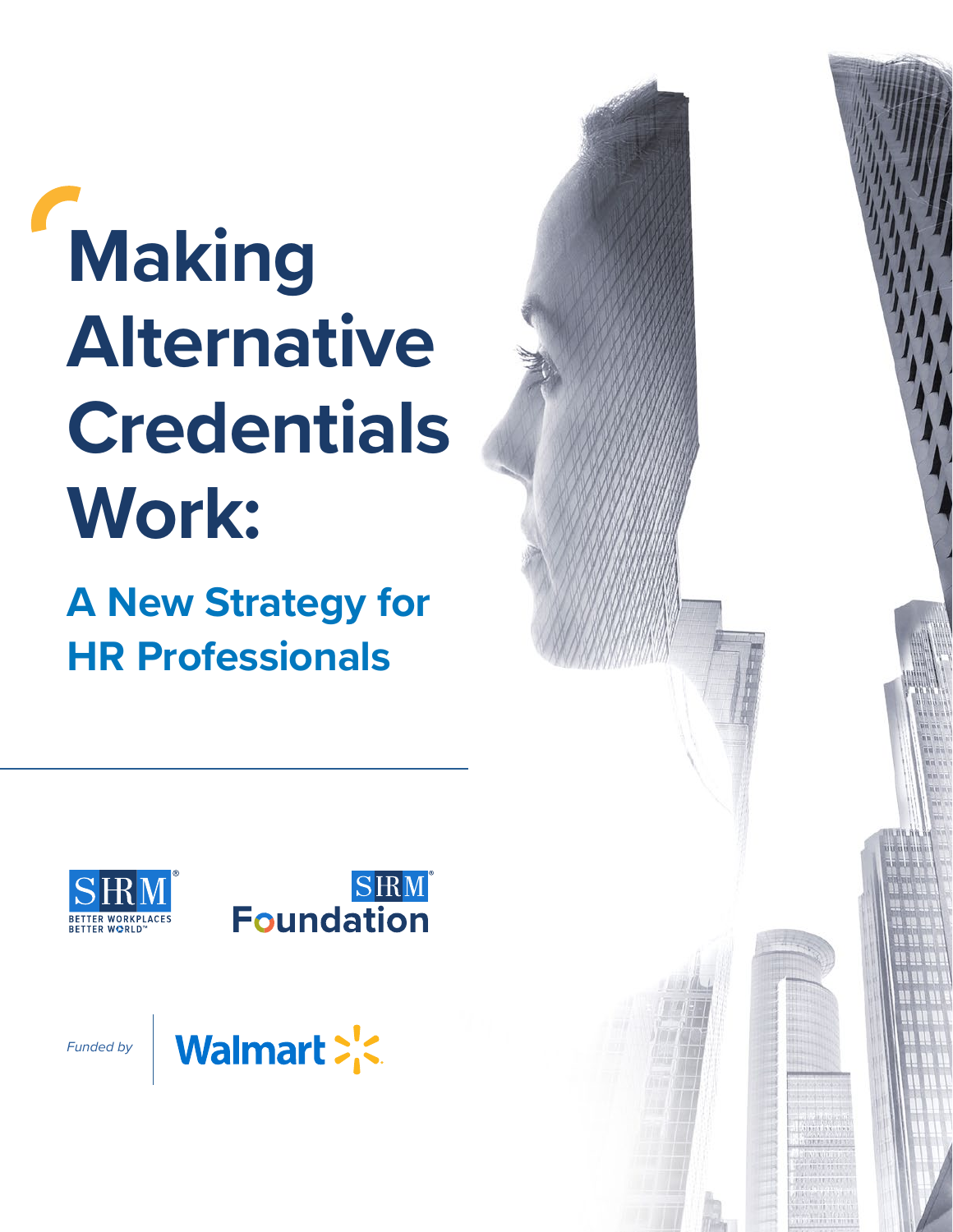# Making Alternative Credentials Work:

## A New Strategy for HR Professionals

SHRM Better Workplaces Better World™

SHRM Foundation

*Funded by* Walmart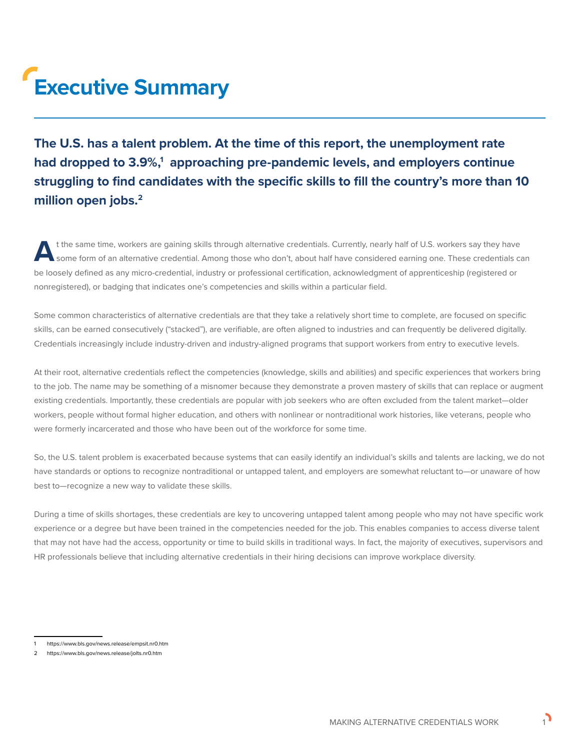# Executive Summary

**The U.S. has a talent problem. At the time of this report, the unemployment rate had dropped to 3.9%,[1] approaching pre-pandemic levels, and employers continue struggling to find candidates with the specific skills to fill the country's more than 10 million open jobs.[2]**

At the same time, workers are gaining skills through alternative credentials. Currently, nearly half of U.S. workers say they have some form of an alternative credential. Among those who don't, about half have considered earning one. These credentials can be loosely defined as any micro-credential, industry or professional certification, acknowledgment of apprenticeship (registered or nonregistered), or badging that indicates one's competencies and skills within a particular field.

Some common characteristics of alternative credentials are that they take a relatively short time to complete, are focused on specific skills, can be earned consecutively ("stacked"), are verifiable, are often aligned to industries and can frequently be delivered digitally. Credentials increasingly include industry-driven and industry-aligned programs that support workers from entry to executive levels.

At their root, alternative credentials reflect the competencies (knowledge, skills and abilities) and specific experiences that workers bring to the job. The name may be something of a misnomer because they demonstrate a proven mastery of skills that can replace or augment existing credentials. Importantly, these credentials are popular with job seekers who are often excluded from the talent market—older workers, people without formal higher education, and others with nonlinear or nontraditional work histories, like veterans, people who were formerly incarcerated and those who have been out of the workforce for some time.

So, the U.S. talent problem is exacerbated because systems that can easily identify an individual's skills and talents are lacking, we do not have standards or options to recognize nontraditional or untapped talent, and employers are somewhat reluctant to—or unaware of how best to—recognize a new way to validate these skills.

During a time of skills shortages, these credentials are key to uncovering untapped talent among people who may not have specific work experience or a degree but have been trained in the competencies needed for the job. This enables companies to access diverse talent that may not have had the access, opportunity or time to build skills in traditional ways. In fact, the majority of executives, supervisors and HR professionals believe that including alternative credentials in their hiring decisions can improve workplace diversity.

---

1 https://www.bls.gov/news.release/empsit.nr0.htm

2 https://www.bls.gov/news.release/jolts.nr0.htm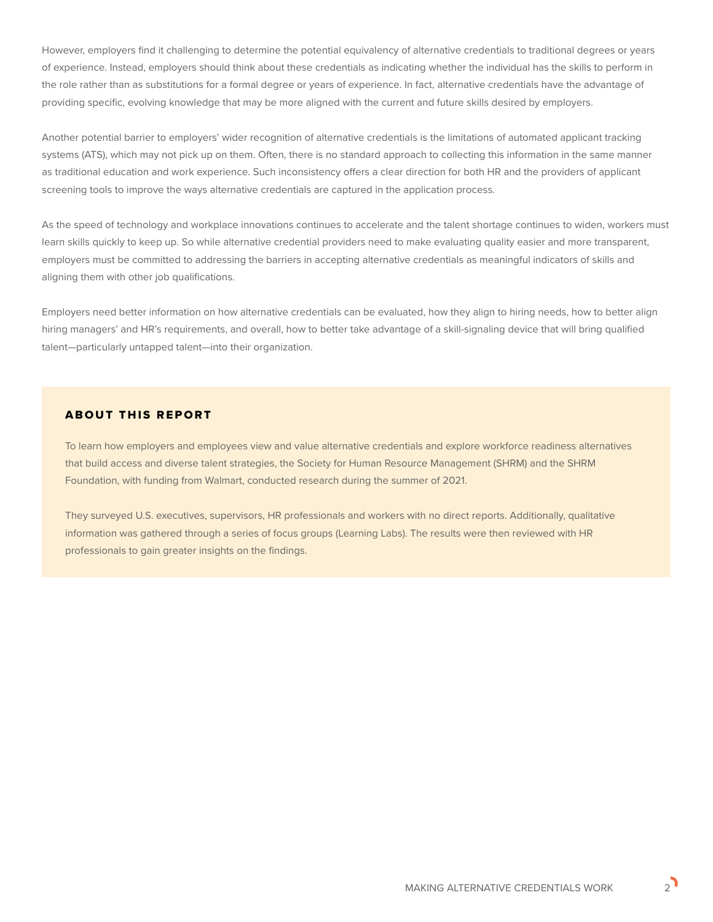However, employers find it challenging to determine the potential equivalency of alternative credentials to traditional degrees or years of experience. Instead, employers should think about these credentials as indicating whether the individual has the skills to perform in the role rather than as substitutions for a formal degree or years of experience. In fact, alternative credentials have the advantage of providing specific, evolving knowledge that may be more aligned with the current and future skills desired by employers.

Another potential barrier to employers' wider recognition of alternative credentials is the limitations of automated applicant tracking systems (ATS), which may not pick up on them. Often, there is no standard approach to collecting this information in the same manner as traditional education and work experience. Such inconsistency offers a clear direction for both HR and the providers of applicant screening tools to improve the ways alternative credentials are captured in the application process.

As the speed of technology and workplace innovations continues to accelerate and the talent shortage continues to widen, workers must learn skills quickly to keep up. So while alternative credential providers need to make evaluating quality easier and more transparent, employers must be committed to addressing the barriers in accepting alternative credentials as meaningful indicators of skills and aligning them with other job qualifications.

Employers need better information on how alternative credentials can be evaluated, how they align to hiring needs, how to better align hiring managers' and HR's requirements, and overall, how to better take advantage of a skill-signaling device that will bring qualified talent—particularly untapped talent—into their organization.

## ABOUT THIS REPORT

To learn how employers and employees view and value alternative credentials and explore workforce readiness alternatives that build access and diverse talent strategies, the Society for Human Resource Management (SHRM) and the SHRM Foundation, with funding from Walmart, conducted research during the summer of 2021.

They surveyed U.S. executives, supervisors, HR professionals and workers with no direct reports. Additionally, qualitative information was gathered through a series of focus groups (Learning Labs). The results were then reviewed with HR professionals to gain greater insights on the findings.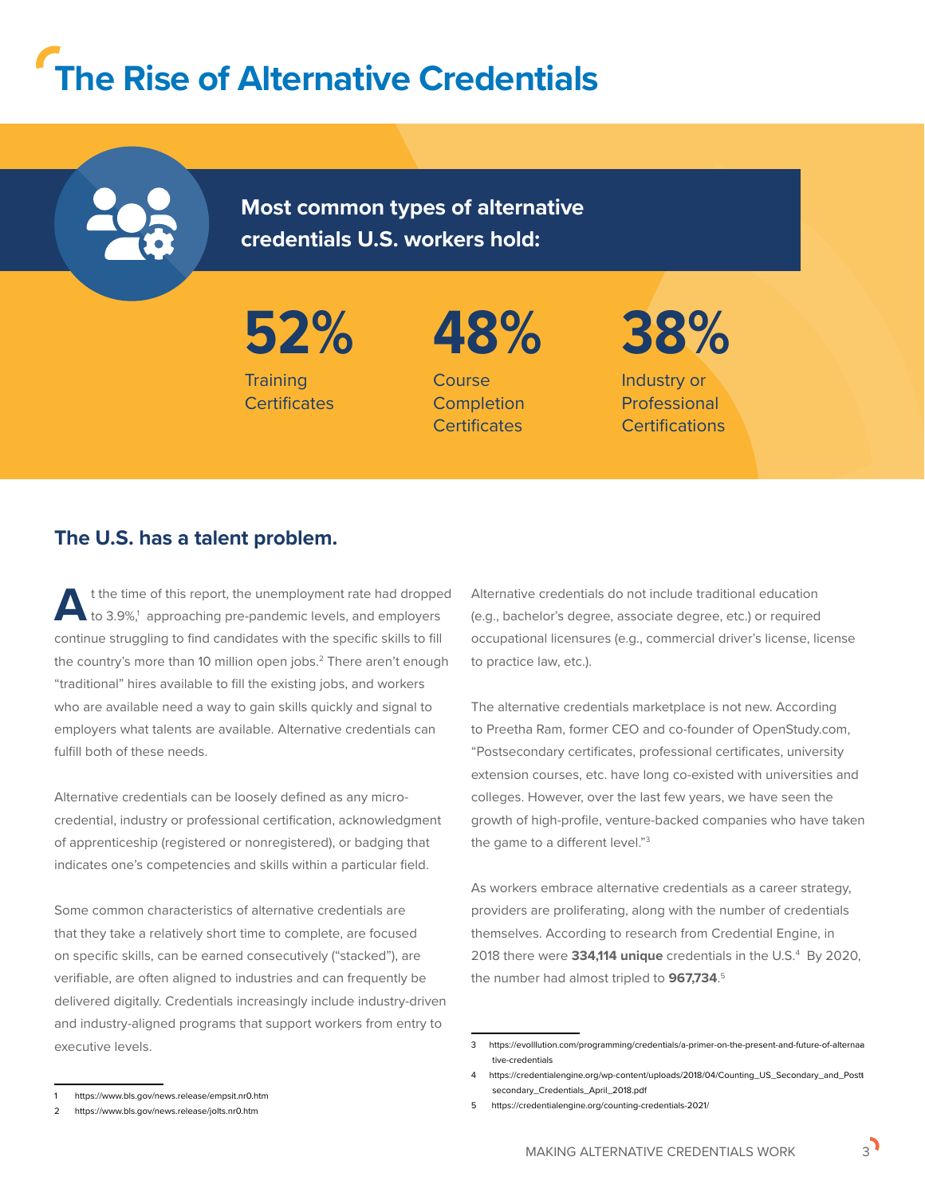# The Rise of Alternative Credentials

**Most common types of alternative credentials U.S. workers hold:**

**52%** Training Certificates

**48%** Course Completion Certificates

**38%** Industry or Professional Certifications

## The U.S. has a talent problem.

At the time of this report, the unemployment rate had dropped to 3.9%,[1] approaching pre-pandemic levels, and employers continue struggling to find candidates with the specific skills to fill the country's more than 10 million open jobs.[2] There aren't enough "traditional" hires available to fill the existing jobs, and workers who are available need a way to gain skills quickly and signal to employers what talents are available. Alternative credentials can fulfill both of these needs.

Alternative credentials can be loosely defined as any micro-credential, industry or professional certification, acknowledgment of apprenticeship (registered or nonregistered), or badging that indicates one's competencies and skills within a particular field.

Some common characteristics of alternative credentials are that they take a relatively short time to complete, are focused on specific skills, can be earned consecutively ("stacked"), are verifiable, are often aligned to industries and can frequently be delivered digitally. Credentials increasingly include industry-driven and industry-aligned programs that support workers from entry to executive levels.

Alternative credentials do not include traditional education (e.g., bachelor's degree, associate degree, etc.) or required occupational licensures (e.g., commercial driver's license, license to practice law, etc.).

The alternative credentials marketplace is not new. According to Preetha Ram, former CEO and co-founder of OpenStudy.com, "Postsecondary certificates, professional certificates, university extension courses, etc. have long co-existed with universities and colleges. However, over the last few years, we have seen the growth of high-profile, venture-backed companies who have taken the game to a different level."[3]

As workers embrace alternative credentials as a career strategy, providers are proliferating, along with the number of credentials themselves. According to research from Credential Engine, in 2018 there were **334,114 unique** credentials in the U.S.[4] By 2020, the number had almost tripled to **967,734**.[5]

1 https://www.bls.gov/news.release/empsit.nr0.htm

2 https://www.bls.gov/news.release/jolts.nr0.htm

3 https://evolllution.com/programming/credentials/a-primer-on-the-present-and-future-of-alternative-credentials

4 https://credentialengine.org/wp-content/uploads/2018/04/Counting_US_Secondary_and_Postsecondary_Credentials_April_2018.pdf

5 https://credentialengine.org/counting-credentials-2021/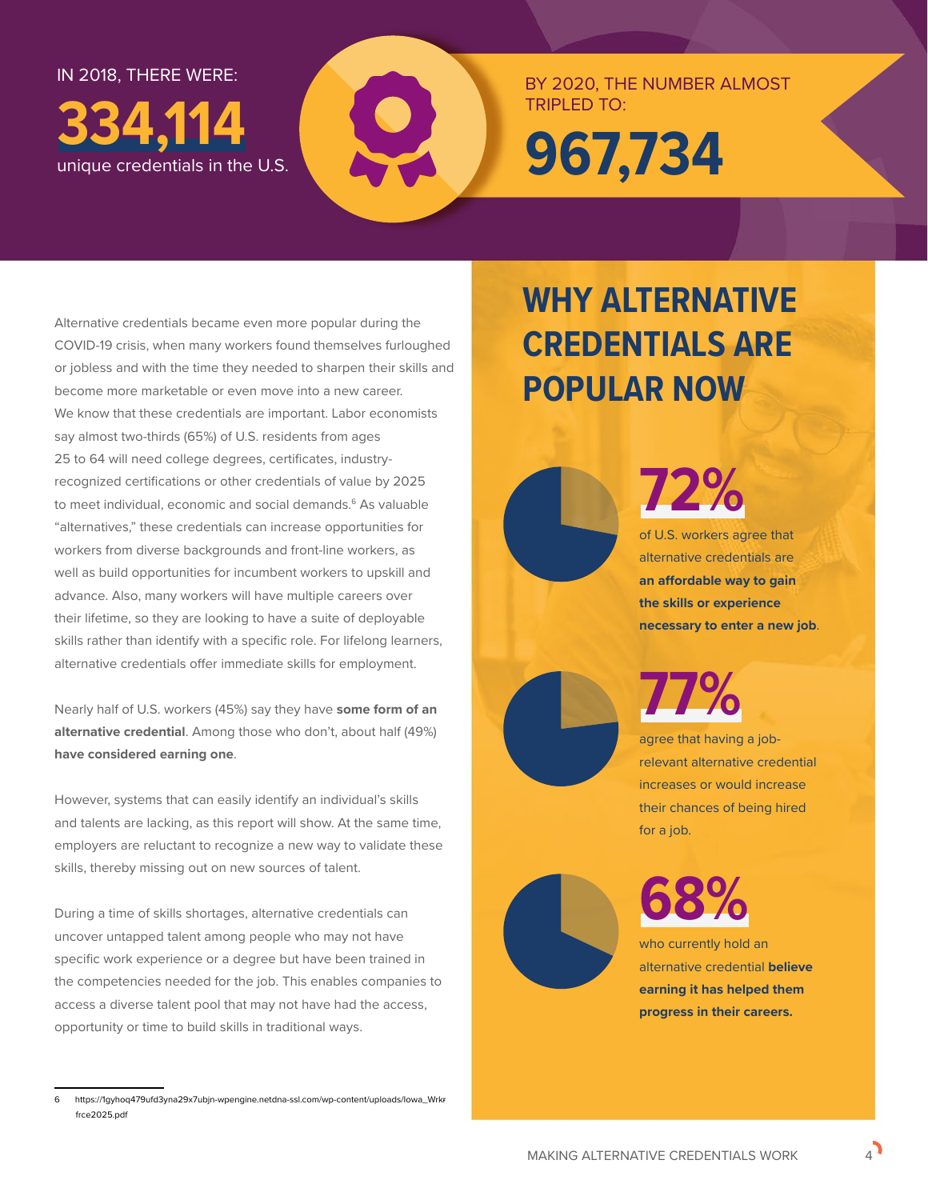IN 2018, THERE WERE:

**334,114**

unique credentials in the U.S.

BY 2020, THE NUMBER ALMOST TRIPLED TO:

**967,734**

Alternative credentials became even more popular during the COVID-19 crisis, when many workers found themselves furloughed or jobless and with the time they needed to sharpen their skills and become more marketable or even move into a new career. We know that these credentials are important. Labor economists say almost two-thirds (65%) of U.S. residents from ages 25 to 64 will need college degrees, certificates, industry-recognized certifications or other credentials of value by 2025 to meet individual, economic and social demands.[6] As valuable "alternatives," these credentials can increase opportunities for workers from diverse backgrounds and front-line workers, as well as build opportunities for incumbent workers to upskill and advance. Also, many workers will have multiple careers over their lifetime, so they are looking to have a suite of deployable skills rather than identify with a specific role. For lifelong learners, alternative credentials offer immediate skills for employment.

Nearly half of U.S. workers (45%) say they have **some form of an alternative credential**. Among those who don't, about half (49%) **have considered earning one**.

However, systems that can easily identify an individual's skills and talents are lacking, as this report will show. At the same time, employers are reluctant to recognize a new way to validate these skills, thereby missing out on new sources of talent.

During a time of skills shortages, alternative credentials can uncover untapped talent among people who may not have specific work experience or a degree but have been trained in the competencies needed for the job. This enables companies to access a diverse talent pool that may not have had the access, opportunity or time to build skills in traditional ways.

## WHY ALTERNATIVE CREDENTIALS ARE POPULAR NOW

**72%**

of U.S. workers agree that alternative credentials are **an affordable way to gain the skills or experience necessary to enter a new job**.

**77%**

agree that having a job-relevant alternative credential increases or would increase their chances of being hired for a job.

**68%**

who currently hold an alternative credential **believe earning it has helped them progress in their careers.**

---

6 https://1gyhoq479ufd3yna29x7ubjn-wpengine.netdna-ssl.com/wp-content/uploads/Iowa_Wrkfrce2025.pdf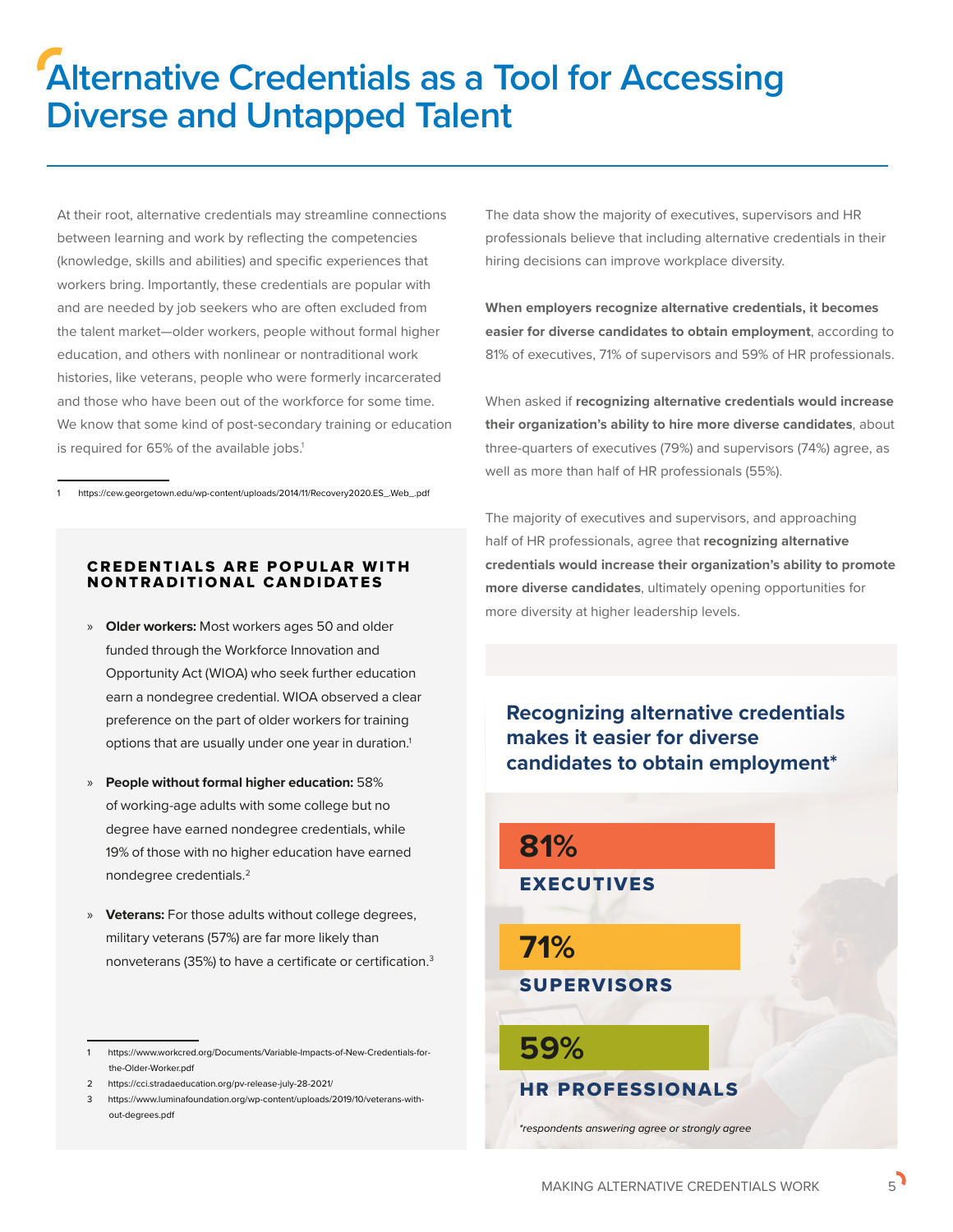# Alternative Credentials as a Tool for Accessing Diverse and Untapped Talent

At their root, alternative credentials may streamline connections between learning and work by reflecting the competencies (knowledge, skills and abilities) and specific experiences that workers bring. Importantly, these credentials are popular with and are needed by job seekers who are often excluded from the talent market—older workers, people without formal higher education, and others with nonlinear or nontraditional work histories, like veterans, people who were formerly incarcerated and those who have been out of the workforce for some time. We know that some kind of post-secondary training or education is required for 65% of the available jobs.[1]

1 https://cew.georgetown.edu/wp-content/uploads/2014/11/Recovery2020.ES_.Web_.pdf

### CREDENTIALS ARE POPULAR WITH NONTRADITIONAL CANDIDATES

- **Older workers:** Most workers ages 50 and older funded through the Workforce Innovation and Opportunity Act (WIOA) who seek further education earn a nondegree credential. WIOA observed a clear preference on the part of older workers for training options that are usually under one year in duration.[1]
- **People without formal higher education:** 58% of working-age adults with some college but no degree have earned nondegree credentials, while 19% of those with no higher education have earned nondegree credentials.[2]
- **Veterans:** For those adults without college degrees, military veterans (57%) are far more likely than nonveterans (35%) to have a certificate or certification.[3]

1 https://www.workcred.org/Documents/Variable-Impacts-of-New-Credentials-for-the-Older-Worker.pdf
2 https://cci.stradaeducation.org/pv-release-july-28-2021/
3 https://www.luminafoundation.org/wp-content/uploads/2019/10/veterans-without-degrees.pdf

The data show the majority of executives, supervisors and HR professionals believe that including alternative credentials in their hiring decisions can improve workplace diversity.

**When employers recognize alternative credentials, it becomes easier for diverse candidates to obtain employment**, according to 81% of executives, 71% of supervisors and 59% of HR professionals.

When asked if **recognizing alternative credentials would increase their organization's ability to hire more diverse candidates**, about three-quarters of executives (79%) and supervisors (74%) agree, as well as more than half of HR professionals (55%).

The majority of executives and supervisors, and approaching half of HR professionals, agree that **recognizing alternative credentials would increase their organization's ability to promote more diverse candidates**, ultimately opening opportunities for more diversity at higher leadership levels.

### Recognizing alternative credentials makes it easier for diverse candidates to obtain employment*

| Respondent | Percentage |
|---|---|
| EXECUTIVES | 81% |
| SUPERVISORS | 71% |
| HR PROFESSIONALS | 59% |

*respondents answering agree or strongly agree*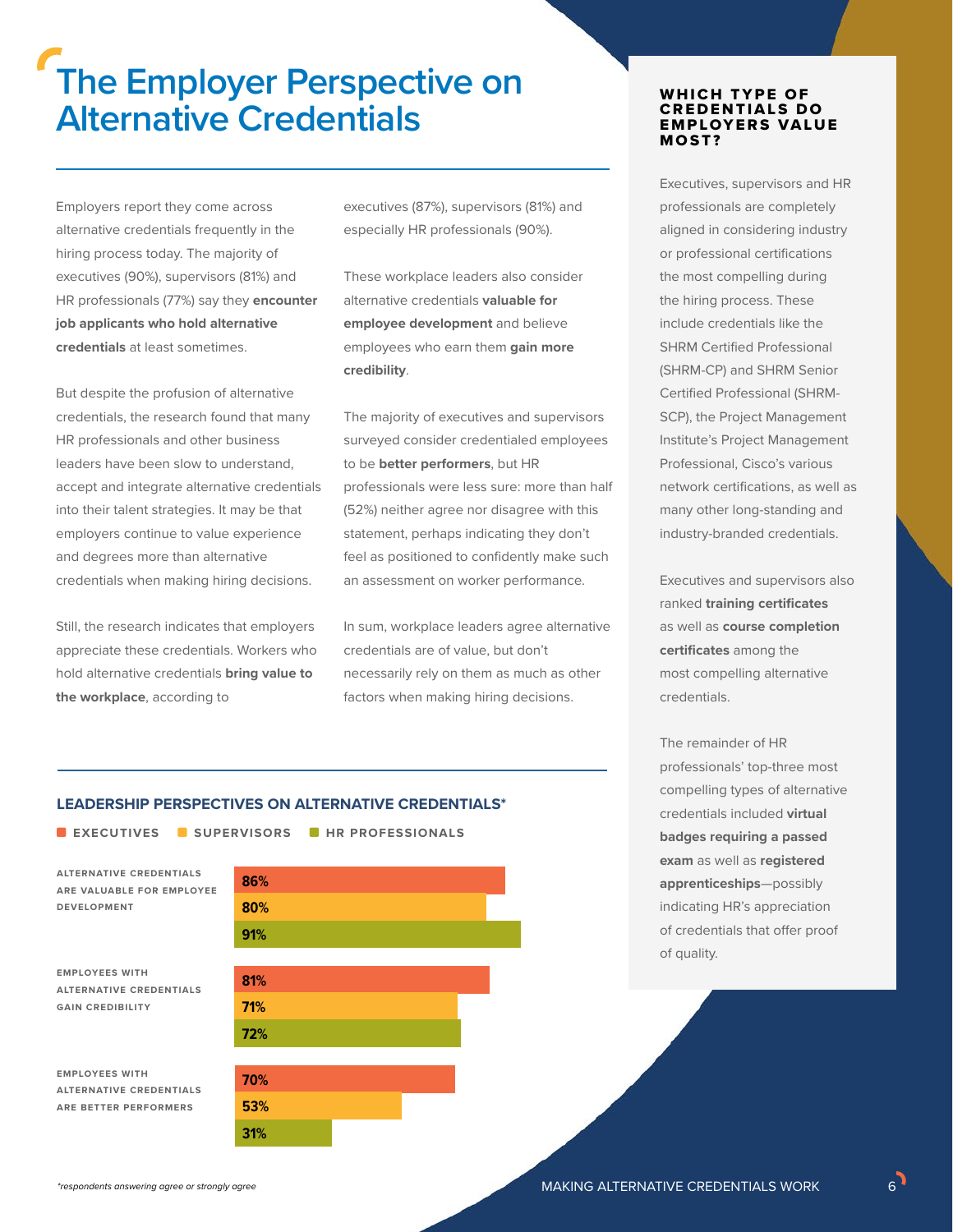# The Employer Perspective on Alternative Credentials

Employers report they come across alternative credentials frequently in the hiring process today. The majority of executives (90%), supervisors (81%) and HR professionals (77%) say they **encounter job applicants who hold alternative credentials** at least sometimes.

But despite the profusion of alternative credentials, the research found that many HR professionals and other business leaders have been slow to understand, accept and integrate alternative credentials into their talent strategies. It may be that employers continue to value experience and degrees more than alternative credentials when making hiring decisions.

Still, the research indicates that employers appreciate these credentials. Workers who hold alternative credentials **bring value to the workplace**, according to executives (87%), supervisors (81%) and especially HR professionals (90%).

These workplace leaders also consider alternative credentials **valuable for employee development** and believe employees who earn them **gain more credibility**.

The majority of executives and supervisors surveyed consider credentialed employees to be **better performers**, but HR professionals were less sure: more than half (52%) neither agree nor disagree with this statement, perhaps indicating they don't feel as positioned to confidently make such an assessment on worker performance.

In sum, workplace leaders agree alternative credentials are of value, but don't necessarily rely on them as much as other factors when making hiring decisions.

## LEADERSHIP PERSPECTIVES ON ALTERNATIVE CREDENTIALS*

| | Executives | Supervisors | HR Professionals |
|---|---|---|---|
| Alternative credentials are valuable for employee development | 86% | 80% | 91% |
| Employees with alternative credentials gain credibility | 81% | 71% | 72% |
| Employees with alternative credentials are better performers | 70% | 53% | 31% |

*respondents answering agree or strongly agree*

### WHICH TYPE OF CREDENTIALS DO EMPLOYERS VALUE MOST?

Executives, supervisors and HR professionals are completely aligned in considering industry or professional certifications the most compelling during the hiring process. These include credentials like the SHRM Certified Professional (SHRM-CP) and SHRM Senior Certified Professional (SHRM-SCP), the Project Management Institute's Project Management Professional, Cisco's various network certifications, as well as many other long-standing and industry-branded credentials.

Executives and supervisors also ranked **training certificates** as well as **course completion certificates** among the most compelling alternative credentials.

The remainder of HR professionals' top-three most compelling types of alternative credentials included **virtual badges requiring a passed exam** as well as **registered apprenticeships**—possibly indicating HR's appreciation of credentials that offer proof of quality.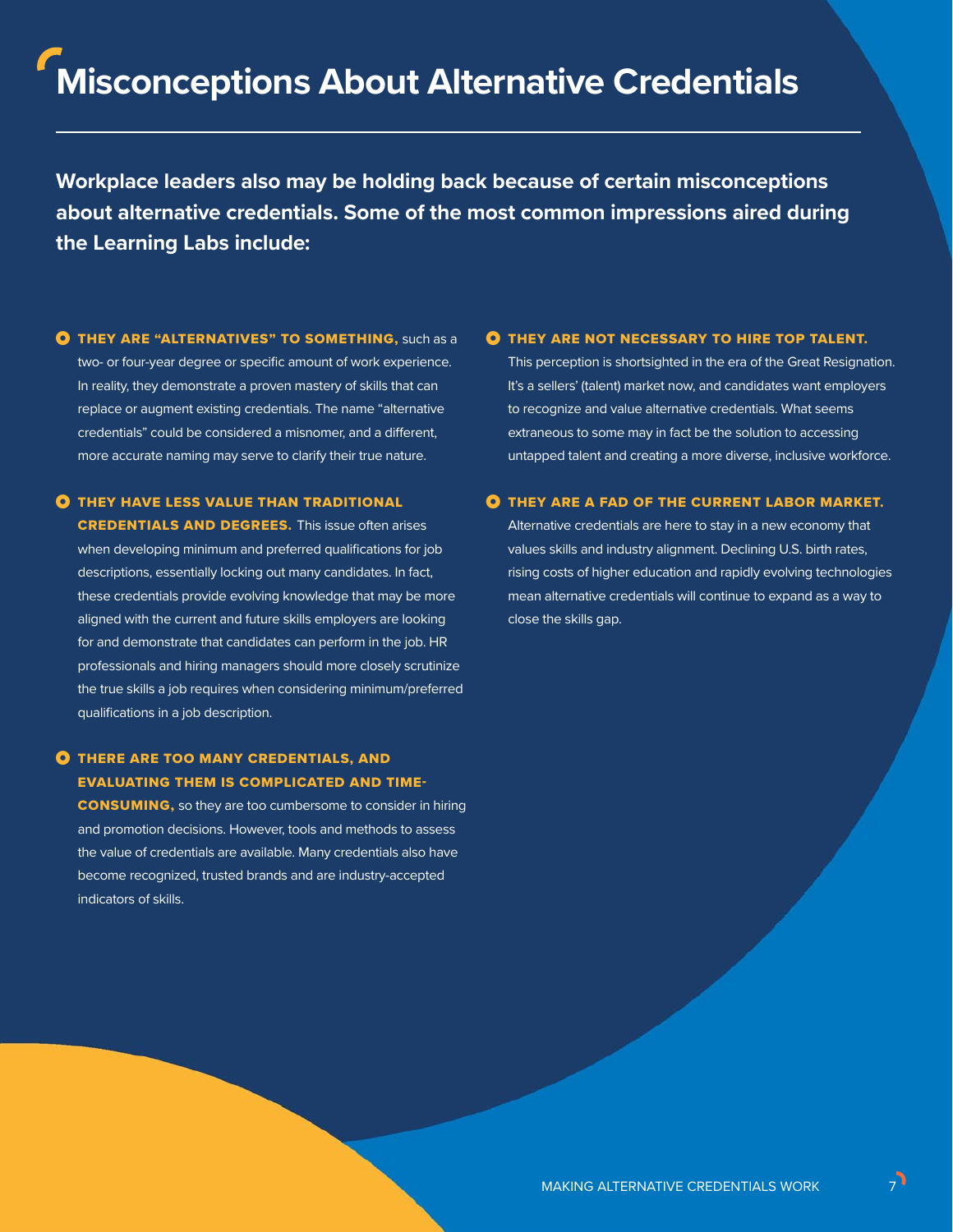# Misconceptions About Alternative Credentials

**Workplace leaders also may be holding back because of certain misconceptions about alternative credentials. Some of the most common impressions aired during the Learning Labs include:**

- **THEY ARE "ALTERNATIVES" TO SOMETHING,** such as a two- or four-year degree or specific amount of work experience. In reality, they demonstrate a proven mastery of skills that can replace or augment existing credentials. The name "alternative credentials" could be considered a misnomer, and a different, more accurate naming may serve to clarify their true nature.

- **THEY HAVE LESS VALUE THAN TRADITIONAL CREDENTIALS AND DEGREES.** This issue often arises when developing minimum and preferred qualifications for job descriptions, essentially locking out many candidates. In fact, these credentials provide evolving knowledge that may be more aligned with the current and future skills employers are looking for and demonstrate that candidates can perform in the job. HR professionals and hiring managers should more closely scrutinize the true skills a job requires when considering minimum/preferred qualifications in a job description.

- **THERE ARE TOO MANY CREDENTIALS, AND EVALUATING THEM IS COMPLICATED AND TIME-CONSUMING,** so they are too cumbersome to consider in hiring and promotion decisions. However, tools and methods to assess the value of credentials are available. Many credentials also have become recognized, trusted brands and are industry-accepted indicators of skills.

- **THEY ARE NOT NECESSARY TO HIRE TOP TALENT.** This perception is shortsighted in the era of the Great Resignation. It's a sellers' (talent) market now, and candidates want employers to recognize and value alternative credentials. What seems extraneous to some may in fact be the solution to accessing untapped talent and creating a more diverse, inclusive workforce.

- **THEY ARE A FAD OF THE CURRENT LABOR MARKET.** Alternative credentials are here to stay in a new economy that values skills and industry alignment. Declining U.S. birth rates, rising costs of higher education and rapidly evolving technologies mean alternative credentials will continue to expand as a way to close the skills gap.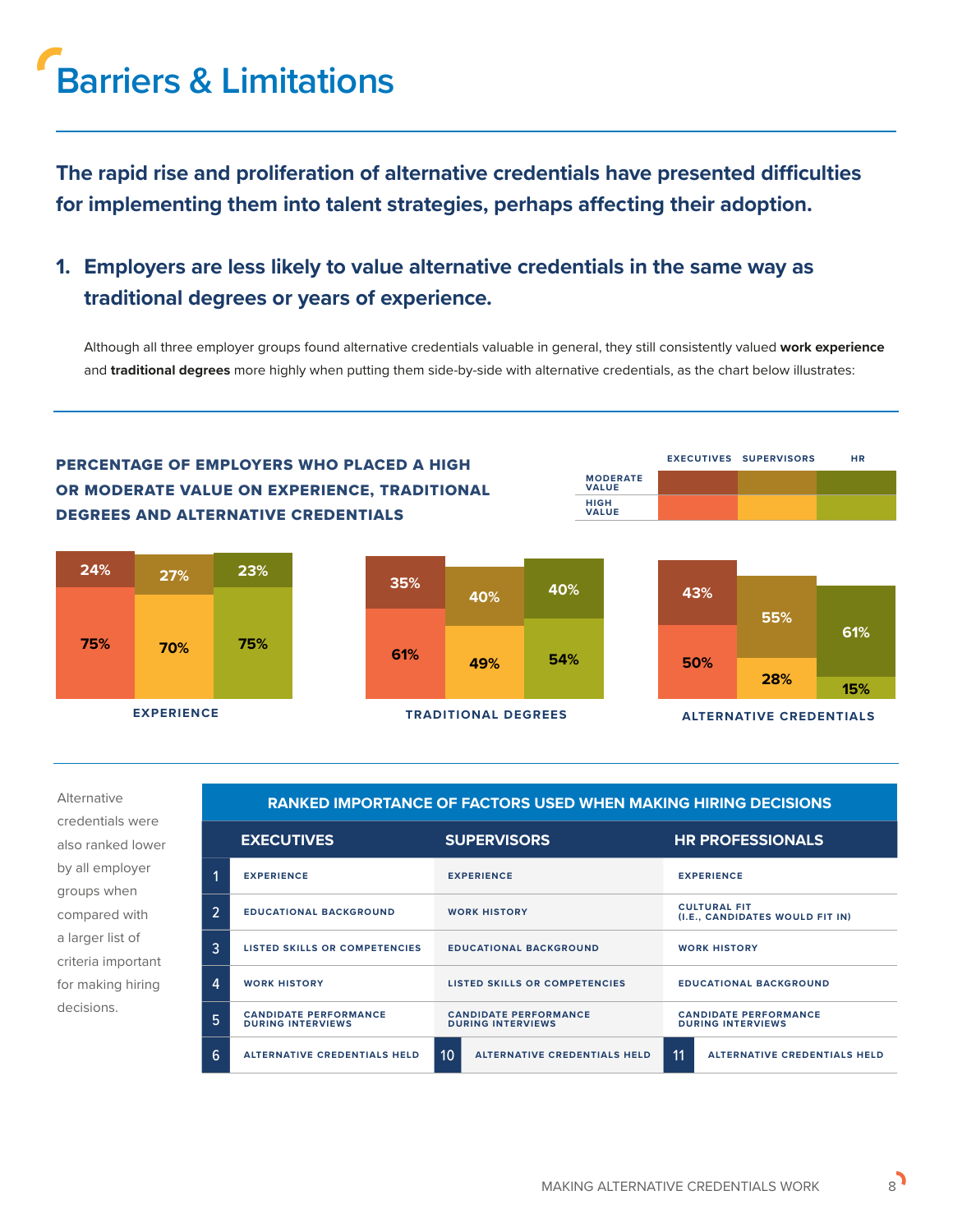# Barriers & Limitations

**The rapid rise and proliferation of alternative credentials have presented difficulties for implementing them into talent strategies, perhaps affecting their adoption.**

## 1. Employers are less likely to value alternative credentials in the same way as traditional degrees or years of experience.

Although all three employer groups found alternative credentials valuable in general, they still consistently valued **work experience** and **traditional degrees** more highly when putting them side-by-side with alternative credentials, as the chart below illustrates:

**PERCENTAGE OF EMPLOYERS WHO PLACED A HIGH OR MODERATE VALUE ON EXPERIENCE, TRADITIONAL DEGREES AND ALTERNATIVE CREDENTIALS**

| | | Executives | Supervisors | HR |
|---|---|---|---|---|
| Experience | Moderate Value | 24% | 27% | 23% |
| | High Value | 75% | 70% | 75% |
| Traditional Degrees | Moderate Value | 35% | 40% | 40% |
| | High Value | 61% | 49% | 54% |
| Alternative Credentials | Moderate Value | 43% | 55% | 61% |
| | High Value | 50% | 28% | 15% |

Alternative credentials were also ranked lower by all employer groups when compared with a larger list of criteria important for making hiring decisions.

**RANKED IMPORTANCE OF FACTORS USED WHEN MAKING HIRING DECISIONS**

| Rank | Executives | Rank | Supervisors | Rank | HR Professionals |
|---|---|---|---|---|---|
| 1 | EXPERIENCE | 1 | EXPERIENCE | 1 | EXPERIENCE |
| 2 | EDUCATIONAL BACKGROUND | 2 | WORK HISTORY | 2 | CULTURAL FIT (I.E., CANDIDATES WOULD FIT IN) |
| 3 | LISTED SKILLS OR COMPETENCIES | 3 | EDUCATIONAL BACKGROUND | 3 | WORK HISTORY |
| 4 | WORK HISTORY | 4 | LISTED SKILLS OR COMPETENCIES | 4 | EDUCATIONAL BACKGROUND |
| 5 | CANDIDATE PERFORMANCE DURING INTERVIEWS | 5 | CANDIDATE PERFORMANCE DURING INTERVIEWS | 5 | CANDIDATE PERFORMANCE DURING INTERVIEWS |
| 6 | ALTERNATIVE CREDENTIALS HELD | 10 | ALTERNATIVE CREDENTIALS HELD | 11 | ALTERNATIVE CREDENTIALS HELD |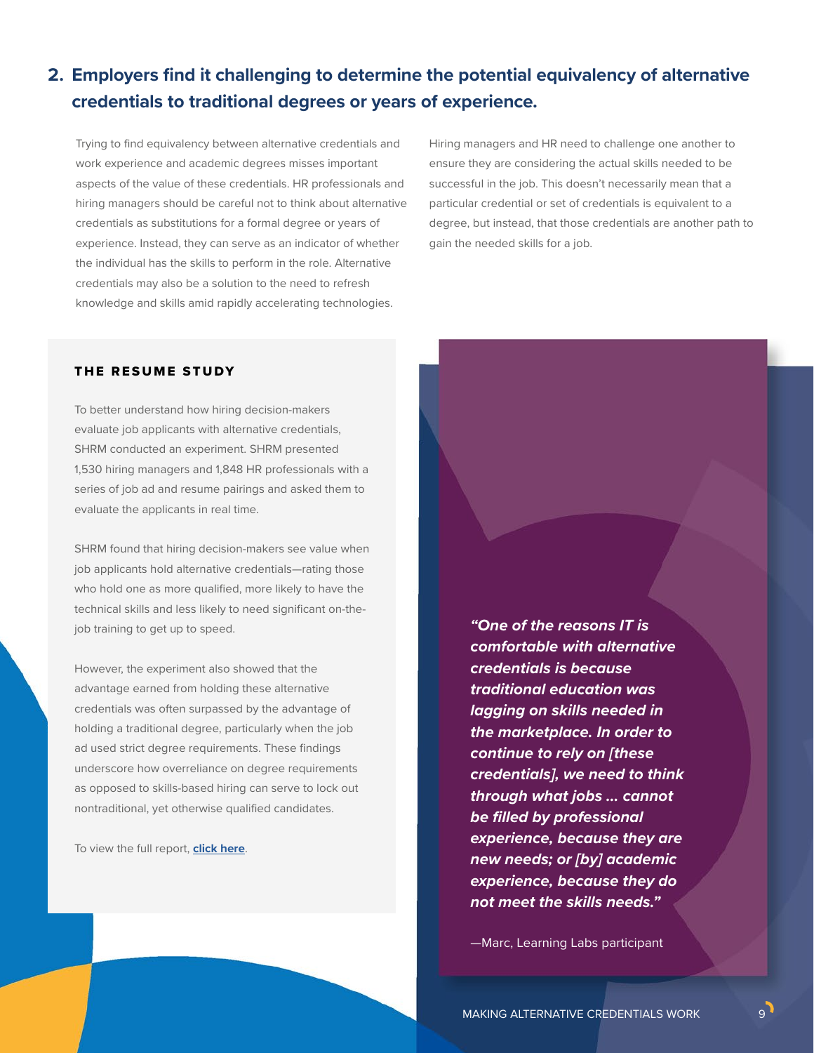## 2. Employers find it challenging to determine the potential equivalency of alternative credentials to traditional degrees or years of experience.

Trying to find equivalency between alternative credentials and work experience and academic degrees misses important aspects of the value of these credentials. HR professionals and hiring managers should be careful not to think about alternative credentials as substitutions for a formal degree or years of experience. Instead, they can serve as an indicator of whether the individual has the skills to perform in the role. Alternative credentials may also be a solution to the need to refresh knowledge and skills amid rapidly accelerating technologies.

Hiring managers and HR need to challenge one another to ensure they are considering the actual skills needed to be successful in the job. This doesn't necessarily mean that a particular credential or set of credentials is equivalent to a degree, but instead, that those credentials are another path to gain the needed skills for a job.

### THE RESUME STUDY

To better understand how hiring decision-makers evaluate job applicants with alternative credentials, SHRM conducted an experiment. SHRM presented 1,530 hiring managers and 1,848 HR professionals with a series of job ad and resume pairings and asked them to evaluate the applicants in real time.

SHRM found that hiring decision-makers see value when job applicants hold alternative credentials—rating those who hold one as more qualified, more likely to have the technical skills and less likely to need significant on-the-job training to get up to speed.

However, the experiment also showed that the advantage earned from holding these alternative credentials was often surpassed by the advantage of holding a traditional degree, particularly when the job ad used strict degree requirements. These findings underscore how overreliance on degree requirements as opposed to skills-based hiring can serve to lock out nontraditional, yet otherwise qualified candidates.

To view the full report, **click here**.

***"One of the reasons IT is comfortable with alternative credentials is because traditional education was lagging on skills needed in the marketplace. In order to continue to rely on [these credentials], we need to think through what jobs ... cannot be filled by professional experience, because they are new needs; or [by] academic experience, because they do not meet the skills needs."***

—Marc, Learning Labs participant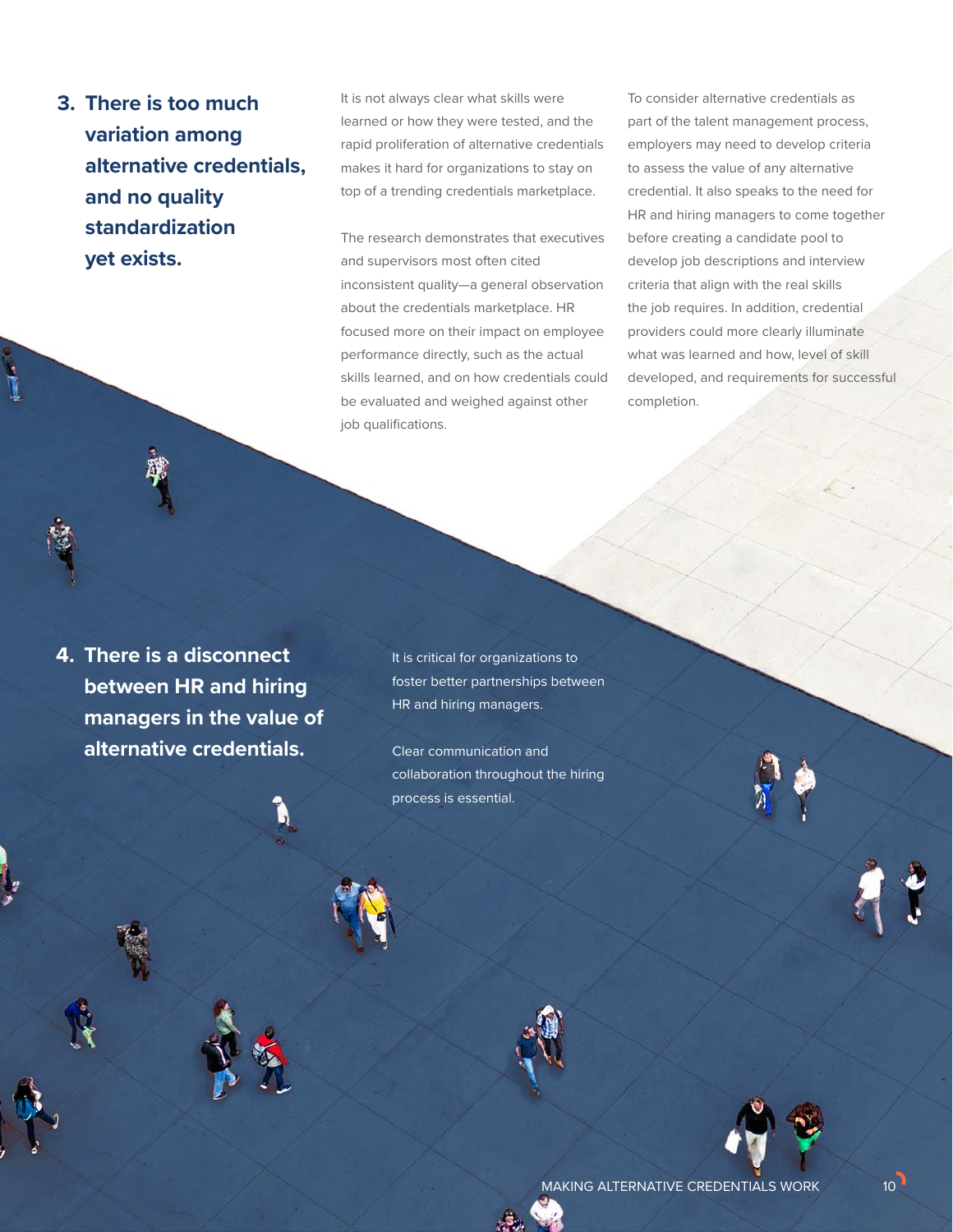### 3. There is too much variation among alternative credentials, and no quality standardization yet exists.

It is not always clear what skills were learned or how they were tested, and the rapid proliferation of alternative credentials makes it hard for organizations to stay on top of a trending credentials marketplace.

The research demonstrates that executives and supervisors most often cited inconsistent quality—a general observation about the credentials marketplace. HR focused more on their impact on employee performance directly, such as the actual skills learned, and on how credentials could be evaluated and weighed against other job qualifications.

To consider alternative credentials as part of the talent management process, employers may need to develop criteria to assess the value of any alternative credential. It also speaks to the need for HR and hiring managers to come together before creating a candidate pool to develop job descriptions and interview criteria that align with the real skills the job requires. In addition, credential providers could more clearly illuminate what was learned and how, level of skill developed, and requirements for successful completion.

### 4. There is a disconnect between HR and hiring managers in the value of alternative credentials.

It is critical for organizations to foster better partnerships between HR and hiring managers.

Clear communication and collaboration throughout the hiring process is essential.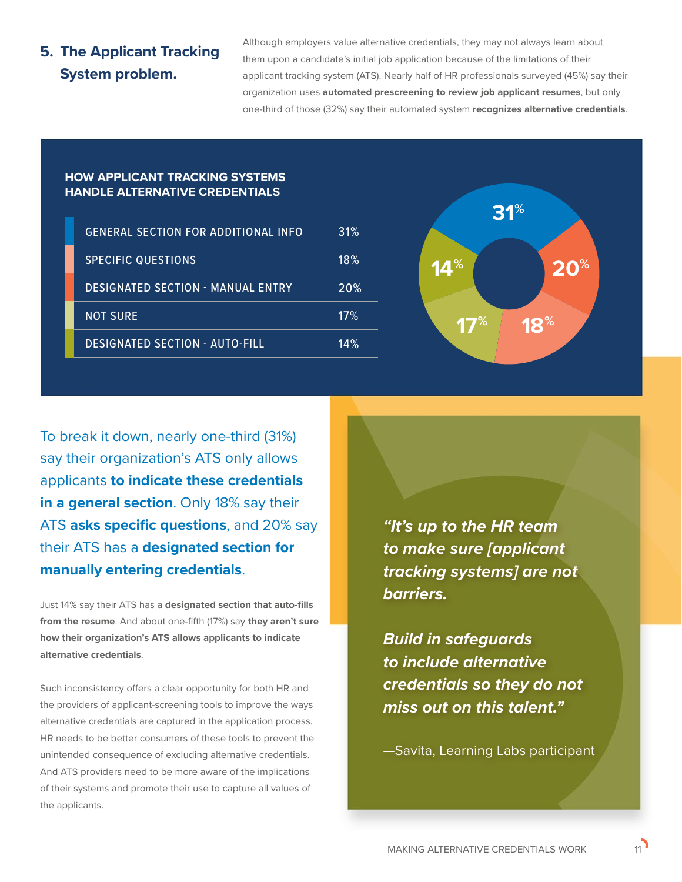## 5. The Applicant Tracking System problem.

Although employers value alternative credentials, they may not always learn about them upon a candidate's initial job application because of the limitations of their applicant tracking system (ATS). Nearly half of HR professionals surveyed (45%) say their organization uses **automated prescreening to review job applicant resumes**, but only one-third of those (32%) say their automated system **recognizes alternative credentials**.

### HOW APPLICANT TRACKING SYSTEMS HANDLE ALTERNATIVE CREDENTIALS

| Category | Percentage |
| --- | --- |
| GENERAL SECTION FOR ADDITIONAL INFO | 31% |
| SPECIFIC QUESTIONS | 18% |
| DESIGNATED SECTION - MANUAL ENTRY | 20% |
| NOT SURE | 17% |
| DESIGNATED SECTION - AUTO-FILL | 14% |

To break it down, nearly one-third (31%) say their organization's ATS only allows applicants **to indicate these credentials in a general section**. Only 18% say their ATS **asks specific questions**, and 20% say their ATS has a **designated section for manually entering credentials**.

Just 14% say their ATS has a **designated section that auto-fills from the resume**. And about one-fifth (17%) say **they aren't sure how their organization's ATS allows applicants to indicate alternative credentials**.

Such inconsistency offers a clear opportunity for both HR and the providers of applicant-screening tools to improve the ways alternative credentials are captured in the application process. HR needs to be better consumers of these tools to prevent the unintended consequence of excluding alternative credentials. And ATS providers need to be more aware of the implications of their systems and promote their use to capture all values of the applicants.

> ***"It's up to the HR team to make sure [applicant tracking systems] are not barriers.***
>
> ***Build in safeguards to include alternative credentials so they do not miss out on this talent."***
>
> —Savita, Learning Labs participant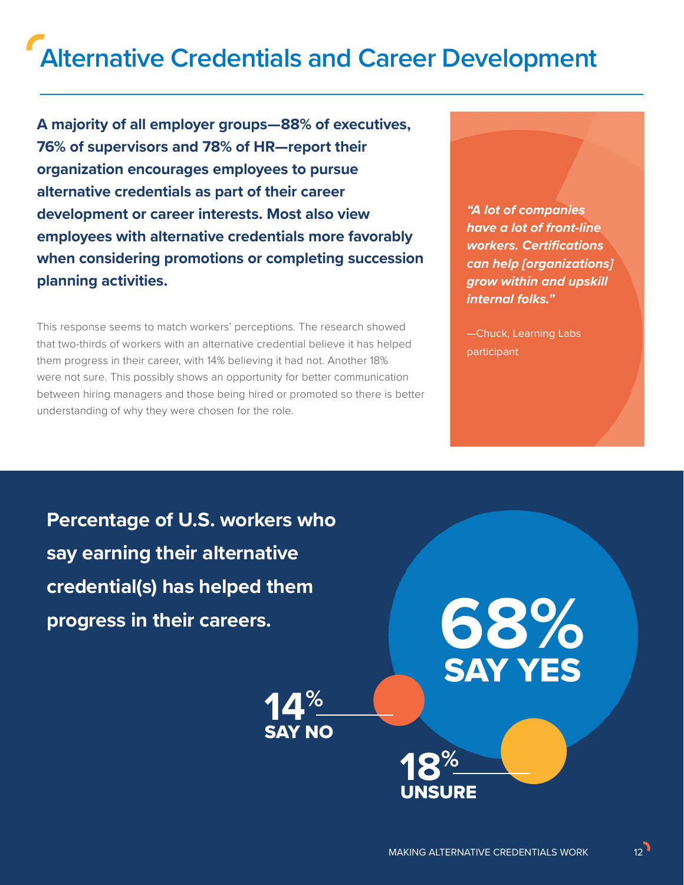# Alternative Credentials and Career Development

**A majority of all employer groups—88% of executives, 76% of supervisors and 78% of HR—report their organization encourages employees to pursue alternative credentials as part of their career development or career interests. Most also view employees with alternative credentials more favorably when considering promotions or completing succession planning activities.**

This response seems to match workers' perceptions. The research showed that two-thirds of workers with an alternative credential believe it has helped them progress in their career, with 14% believing it had not. Another 18% were not sure. This possibly shows an opportunity for better communication between hiring managers and those being hired or promoted so there is better understanding of why they were chosen for the role.

***"A lot of companies have a lot of front-line workers. Certifications can help [organizations] grow within and upskill internal folks."***

—Chuck, Learning Labs participant

**Percentage of U.S. workers who say earning their alternative credential(s) has helped them progress in their careers.**

**68% SAY YES**

**14% SAY NO**

**18% UNSURE**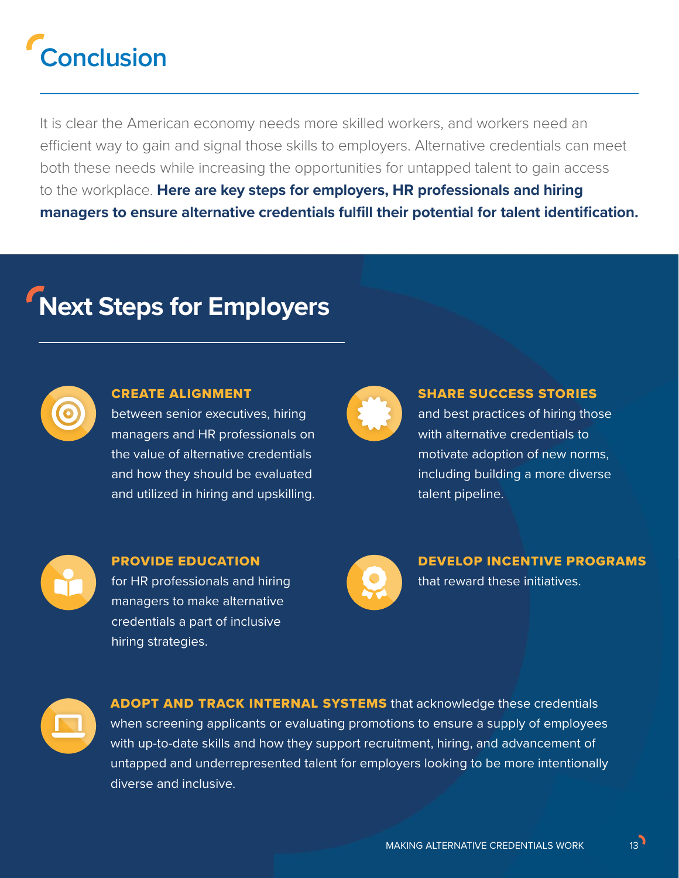# Conclusion

It is clear the American economy needs more skilled workers, and workers need an efficient way to gain and signal those skills to employers. Alternative credentials can meet both these needs while increasing the opportunities for untapped talent to gain access to the workplace. **Here are key steps for employers, HR professionals and hiring managers to ensure alternative credentials fulfill their potential for talent identification.**

## Next Steps for Employers

**CREATE ALIGNMENT** between senior executives, hiring managers and HR professionals on the value of alternative credentials and how they should be evaluated and utilized in hiring and upskilling.

**SHARE SUCCESS STORIES** and best practices of hiring those with alternative credentials to motivate adoption of new norms, including building a more diverse talent pipeline.

**PROVIDE EDUCATION** for HR professionals and hiring managers to make alternative credentials a part of inclusive hiring strategies.

**DEVELOP INCENTIVE PROGRAMS** that reward these initiatives.

**ADOPT AND TRACK INTERNAL SYSTEMS** that acknowledge these credentials when screening applicants or evaluating promotions to ensure a supply of employees with up-to-date skills and how they support recruitment, hiring, and advancement of untapped and underrepresented talent for employers looking to be more intentionally diverse and inclusive.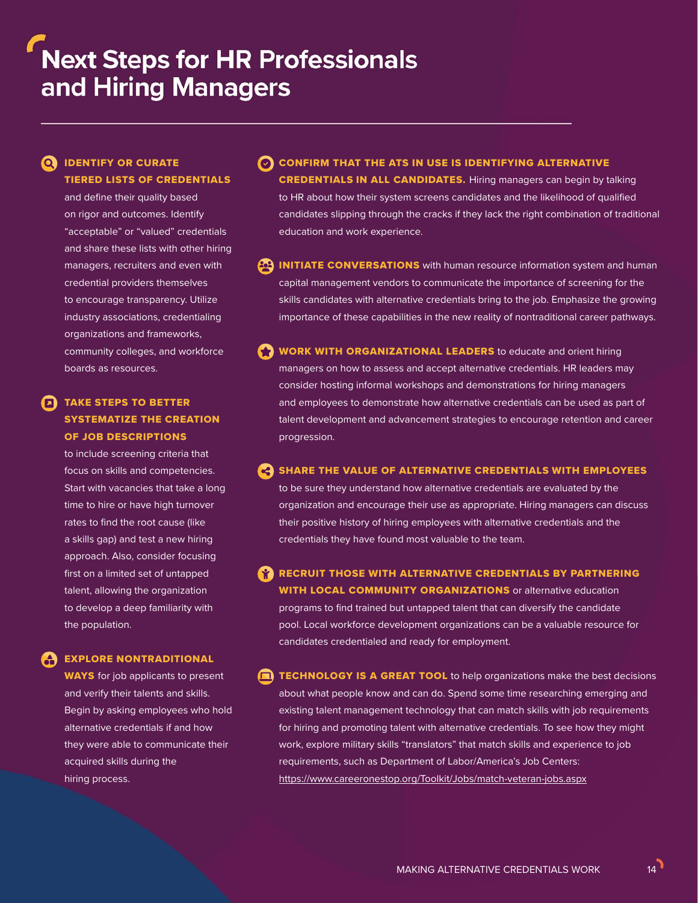# Next Steps for HR Professionals and Hiring Managers

**IDENTIFY OR CURATE TIERED LISTS OF CREDENTIALS** and define their quality based on rigor and outcomes. Identify "acceptable" or "valued" credentials and share these lists with other hiring managers, recruiters and even with credential providers themselves to encourage transparency. Utilize industry associations, credentialing organizations and frameworks, community colleges, and workforce boards as resources.

**TAKE STEPS TO BETTER SYSTEMATIZE THE CREATION OF JOB DESCRIPTIONS** to include screening criteria that focus on skills and competencies. Start with vacancies that take a long time to hire or have high turnover rates to find the root cause (like a skills gap) and test a new hiring approach. Also, consider focusing first on a limited set of untapped talent, allowing the organization to develop a deep familiarity with the population.

**EXPLORE NONTRADITIONAL WAYS** for job applicants to present and verify their talents and skills. Begin by asking employees who hold alternative credentials if and how they were able to communicate their acquired skills during the hiring process.

**CONFIRM THAT THE ATS IN USE IS IDENTIFYING ALTERNATIVE CREDENTIALS IN ALL CANDIDATES.** Hiring managers can begin by talking to HR about how their system screens candidates and the likelihood of qualified candidates slipping through the cracks if they lack the right combination of traditional education and work experience.

**INITIATE CONVERSATIONS** with human resource information system and human capital management vendors to communicate the importance of screening for the skills candidates with alternative credentials bring to the job. Emphasize the growing importance of these capabilities in the new reality of nontraditional career pathways.

**WORK WITH ORGANIZATIONAL LEADERS** to educate and orient hiring managers on how to assess and accept alternative credentials. HR leaders may consider hosting informal workshops and demonstrations for hiring managers and employees to demonstrate how alternative credentials can be used as part of talent development and advancement strategies to encourage retention and career progression.

**SHARE THE VALUE OF ALTERNATIVE CREDENTIALS WITH EMPLOYEES** to be sure they understand how alternative credentials are evaluated by the organization and encourage their use as appropriate. Hiring managers can discuss their positive history of hiring employees with alternative credentials and the credentials they have found most valuable to the team.

**RECRUIT THOSE WITH ALTERNATIVE CREDENTIALS BY PARTNERING WITH LOCAL COMMUNITY ORGANIZATIONS** or alternative education programs to find trained but untapped talent that can diversify the candidate pool. Local workforce development organizations can be a valuable resource for candidates credentialed and ready for employment.

**TECHNOLOGY IS A GREAT TOOL** to help organizations make the best decisions about what people know and can do. Spend some time researching emerging and existing talent management technology that can match skills with job requirements for hiring and promoting talent with alternative credentials. To see how they might work, explore military skills "translators" that match skills and experience to job requirements, such as Department of Labor/America's Job Centers: https://www.careeronestop.org/Toolkit/Jobs/match-veteran-jobs.aspx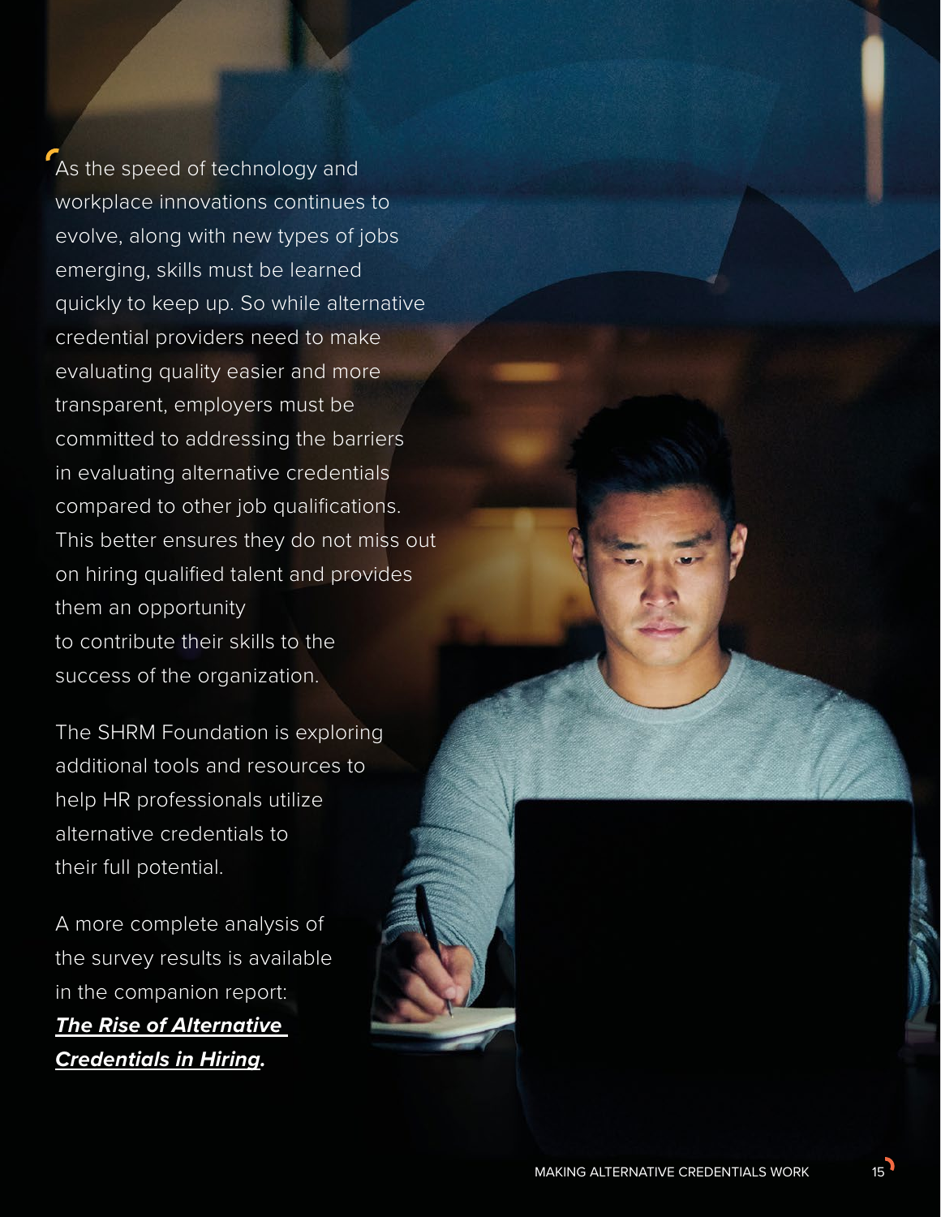As the speed of technology and workplace innovations continues to evolve, along with new types of jobs emerging, skills must be learned quickly to keep up. So while alternative credential providers need to make evaluating quality easier and more transparent, employers must be committed to addressing the barriers in evaluating alternative credentials compared to other job qualifications. This better ensures they do not miss out on hiring qualified talent and provides them an opportunity to contribute their skills to the success of the organization.

The SHRM Foundation is exploring additional tools and resources to help HR professionals utilize alternative credentials to their full potential.

A more complete analysis of the survey results is available in the companion report: ***The Rise of Alternative Credentials in Hiring***.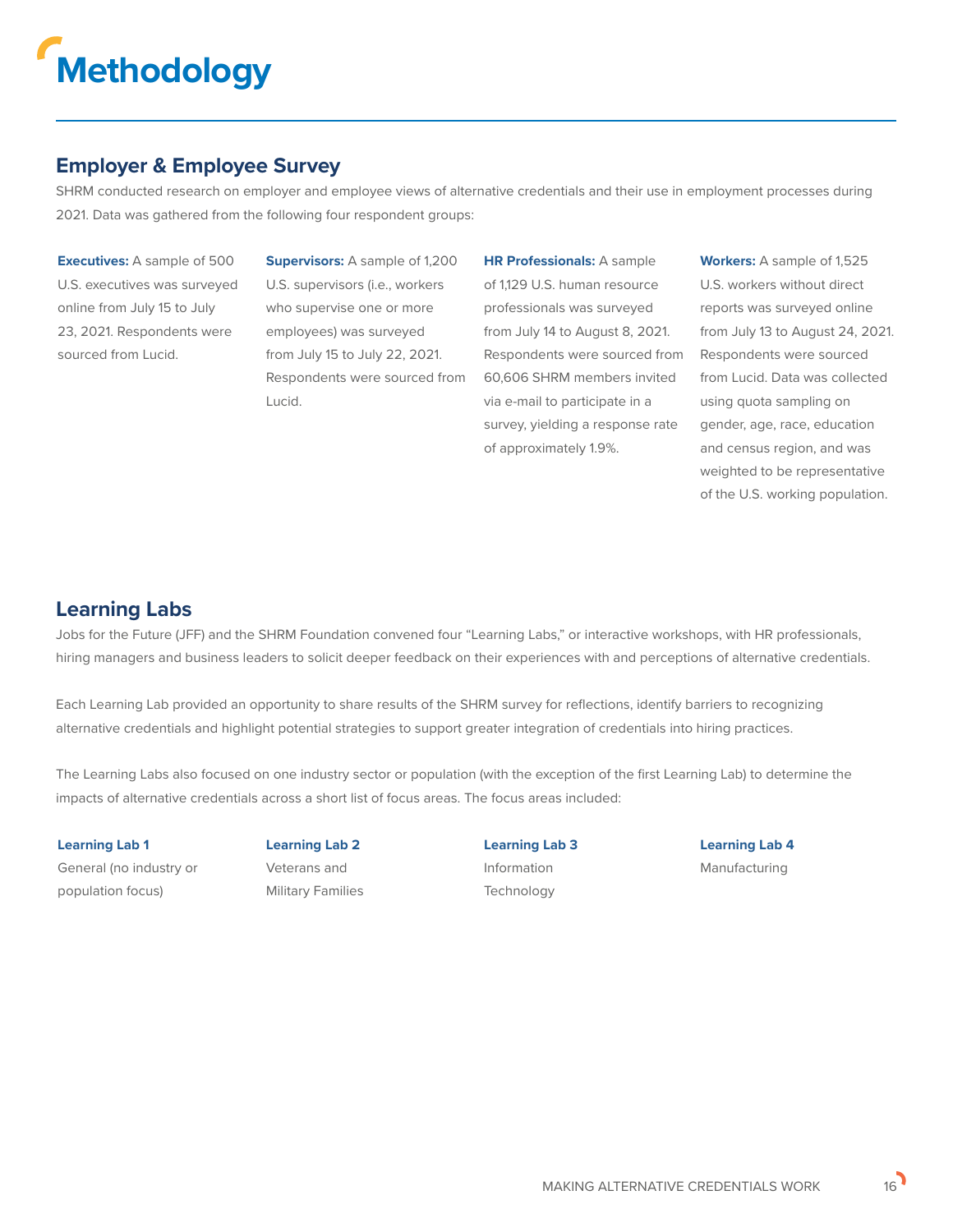# Methodology

## Employer & Employee Survey

SHRM conducted research on employer and employee views of alternative credentials and their use in employment processes during 2021. Data was gathered from the following four respondent groups:

**Executives:** A sample of 500 U.S. executives was surveyed online from July 15 to July 23, 2021. Respondents were sourced from Lucid.

**Supervisors:** A sample of 1,200 U.S. supervisors (i.e., workers who supervise one or more employees) was surveyed from July 15 to July 22, 2021. Respondents were sourced from Lucid.

**HR Professionals:** A sample of 1,129 U.S. human resource professionals was surveyed from July 14 to August 8, 2021. Respondents were sourced from 60,606 SHRM members invited via e-mail to participate in a survey, yielding a response rate of approximately 1.9%.

**Workers:** A sample of 1,525 U.S. workers without direct reports was surveyed online from July 13 to August 24, 2021. Respondents were sourced from Lucid. Data was collected using quota sampling on gender, age, race, education and census region, and was weighted to be representative of the U.S. working population.

## Learning Labs

Jobs for the Future (JFF) and the SHRM Foundation convened four "Learning Labs," or interactive workshops, with HR professionals, hiring managers and business leaders to solicit deeper feedback on their experiences with and perceptions of alternative credentials.

Each Learning Lab provided an opportunity to share results of the SHRM survey for reflections, identify barriers to recognizing alternative credentials and highlight potential strategies to support greater integration of credentials into hiring practices.

The Learning Labs also focused on one industry sector or population (with the exception of the first Learning Lab) to determine the impacts of alternative credentials across a short list of focus areas. The focus areas included:

**Learning Lab 1**
General (no industry or population focus)

**Learning Lab 2**
Veterans and Military Families

**Learning Lab 3**
Information Technology

**Learning Lab 4**
Manufacturing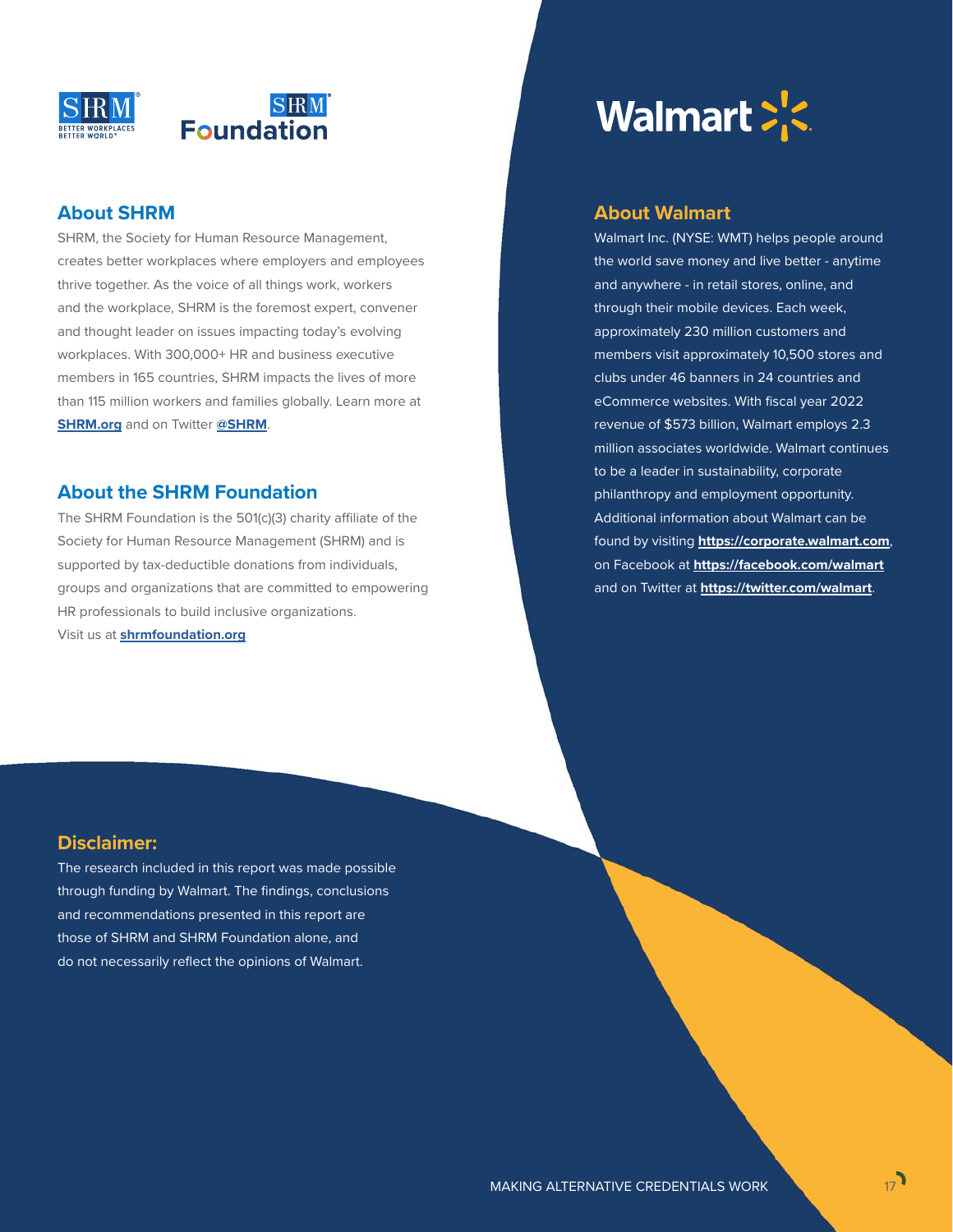## About SHRM

SHRM, the Society for Human Resource Management, creates better workplaces where employers and employees thrive together. As the voice of all things work, workers and the workplace, SHRM is the foremost expert, convener and thought leader on issues impacting today's evolving workplaces. With 300,000+ HR and business executive members in 165 countries, SHRM impacts the lives of more than 115 million workers and families globally. Learn more at **SHRM.org** and on Twitter **@SHRM**.

## About the SHRM Foundation

The SHRM Foundation is the 501(c)(3) charity affiliate of the Society for Human Resource Management (SHRM) and is supported by tax-deductible donations from individuals, groups and organizations that are committed to empowering HR professionals to build inclusive organizations. Visit us at **shrmfoundation.org**

## About Walmart

Walmart Inc. (NYSE: WMT) helps people around the world save money and live better - anytime and anywhere - in retail stores, online, and through their mobile devices. Each week, approximately 230 million customers and members visit approximately 10,500 stores and clubs under 46 banners in 24 countries and eCommerce websites. With fiscal year 2022 revenue of $573 billion, Walmart employs 2.3 million associates worldwide. Walmart continues to be a leader in sustainability, corporate philanthropy and employment opportunity. Additional information about Walmart can be found by visiting **https://corporate.walmart.com**, on Facebook at **https://facebook.com/walmart** and on Twitter at **https://twitter.com/walmart**.

## Disclaimer:

The research included in this report was made possible through funding by Walmart. The findings, conclusions and recommendations presented in this report are those of SHRM and SHRM Foundation alone, and do not necessarily reflect the opinions of Walmart.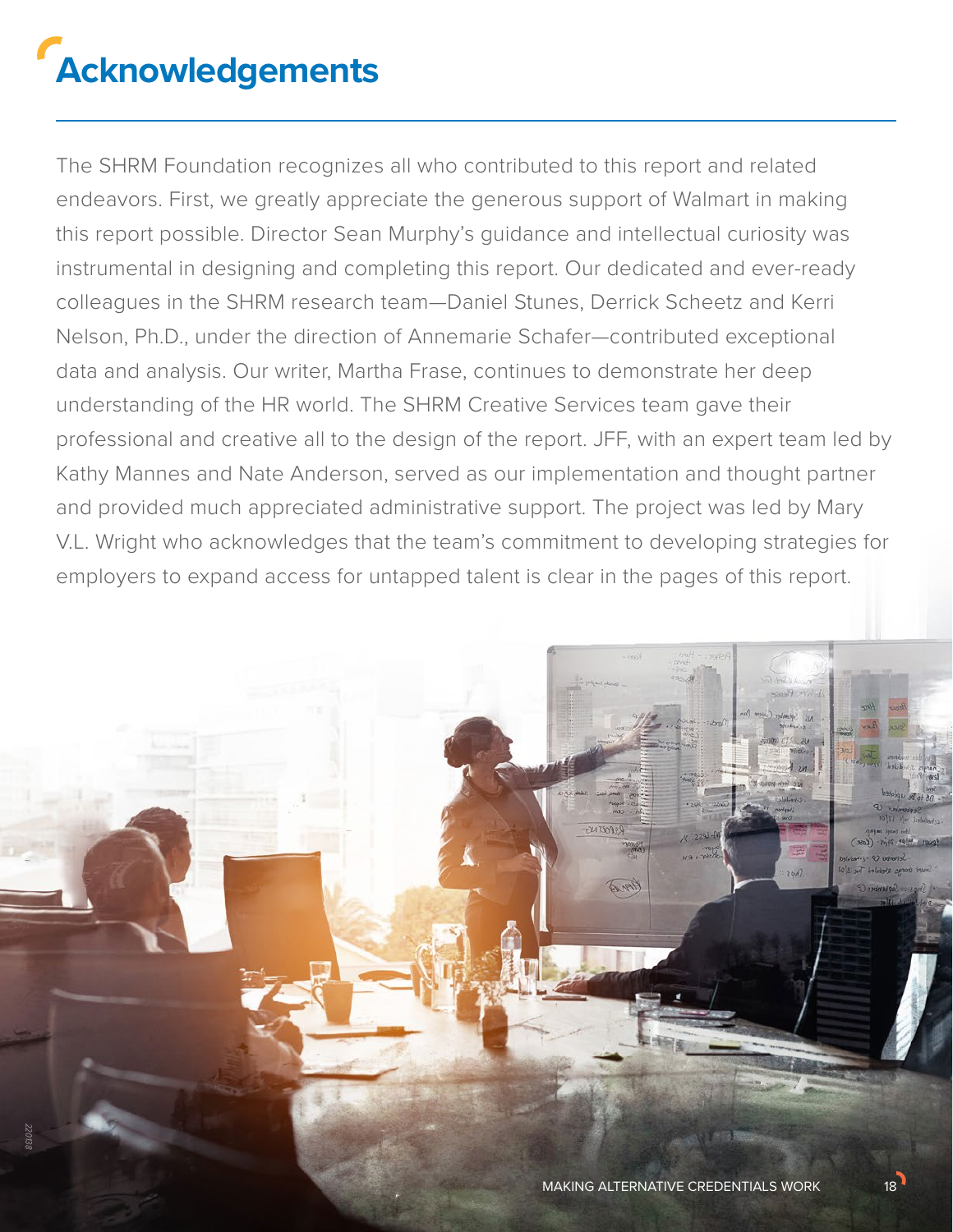# Acknowledgements

The SHRM Foundation recognizes all who contributed to this report and related endeavors. First, we greatly appreciate the generous support of Walmart in making this report possible. Director Sean Murphy's guidance and intellectual curiosity was instrumental in designing and completing this report. Our dedicated and ever-ready colleagues in the SHRM research team—Daniel Stunes, Derrick Scheetz and Kerri Nelson, Ph.D., under the direction of Annemarie Schafer—contributed exceptional data and analysis. Our writer, Martha Frase, continues to demonstrate her deep understanding of the HR world. The SHRM Creative Services team gave their professional and creative all to the design of the report. JFF, with an expert team led by Kathy Mannes and Nate Anderson, served as our implementation and thought partner and provided much appreciated administrative support. The project was led by Mary V.L. Wright who acknowledges that the team's commitment to developing strategies for employers to expand access for untapped talent is clear in the pages of this report.

22038